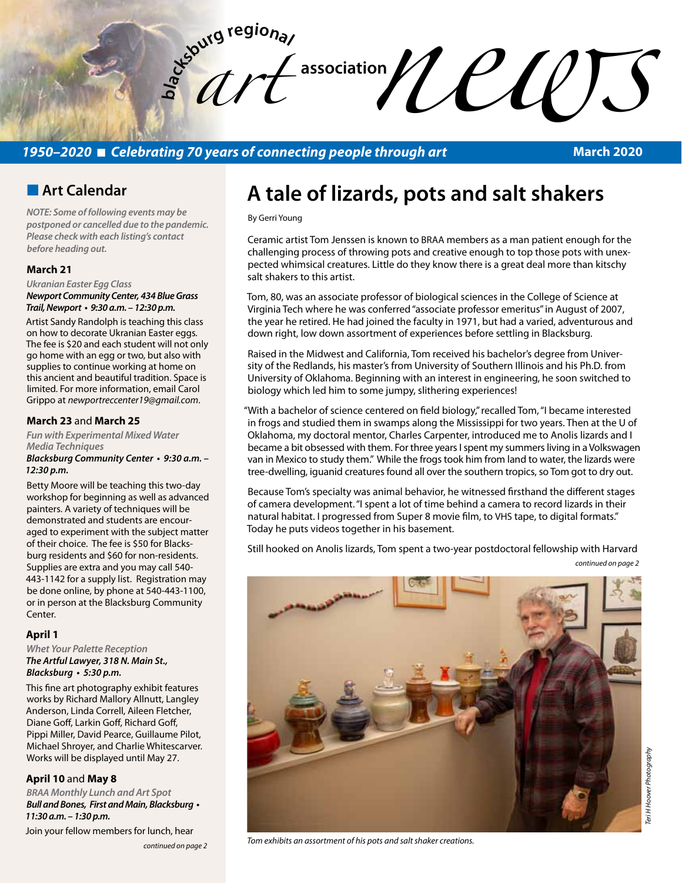# blacksburg regional art association news

***1950–2020 ■ Celebrating 70 years of connecting people through art*** **March 2020**

## Art Calendar

***NOTE: Some of following events may be postponed or cancelled due to the pandemic. Please check with each listing's contact before heading out.***

### March 21

*Ukranian Easter Egg Class*
***Newport Community Center, 434 Blue Grass Trail, Newport • 9:30 a.m. – 12:30 p.m.***

Artist Sandy Randolph is teaching this class on how to decorate Ukranian Easter eggs. The fee is $20 and each student will not only go home with an egg or two, but also with supplies to continue working at home on this ancient and beautiful tradition. Space is limited. For more information, email Carol Grippo at *newportreccenter19@gmail.com*.

### March 23 and March 25

*Fun with Experimental Mixed Water Media Techniques*
***Blacksburg Community Center • 9:30 a.m. – 12:30 p.m.***

Betty Moore will be teaching this two-day workshop for beginning as well as advanced painters. A variety of techniques will be demonstrated and students are encouraged to experiment with the subject matter of their choice. The fee is $50 for Blacksburg residents and $60 for non-residents. Supplies are extra and you may call 540-443-1142 for a supply list. Registration may be done online, by phone at 540-443-1100, or in person at the Blacksburg Community Center.

### April 1

*Whet Your Palette Reception*
***The Artful Lawyer, 318 N. Main St., Blacksburg • 5:30 p.m.***

This fine art photography exhibit features works by Richard Mallory Allnutt, Langley Anderson, Linda Correll, Aileen Fletcher, Diane Goff, Larkin Goff, Richard Goff, Pippi Miller, David Pearce, Guillaume Pilot, Michael Shroyer, and Charlie Whitescarver. Works will be displayed until May 27.

### April 10 and May 8

*BRAA Monthly Lunch and Art Spot*
***Bull and Bones, First and Main, Blacksburg • 11:30 a.m. – 1:30 p.m.***

Join your fellow members for lunch, hear

*continued on page 2*

# A tale of lizards, pots and salt shakers

By Gerri Young

Ceramic artist Tom Jenssen is known to BRAA members as a man patient enough for the challenging process of throwing pots and creative enough to top those pots with unexpected whimsical creatures. Little do they know there is a great deal more than kitschy salt shakers to this artist.

Tom, 80, was an associate professor of biological sciences in the College of Science at Virginia Tech where he was conferred "associate professor emeritus" in August of 2007, the year he retired. He had joined the faculty in 1971, but had a varied, adventurous and down right, low down assortment of experiences before settling in Blacksburg.

Raised in the Midwest and California, Tom received his bachelor's degree from University of the Redlands, his master's from University of Southern Illinois and his Ph.D. from University of Oklahoma. Beginning with an interest in engineering, he soon switched to biology which led him to some jumpy, slithering experiences!

"With a bachelor of science centered on field biology," recalled Tom, "I became interested in frogs and studied them in swamps along the Mississippi for two years. Then at the U of Oklahoma, my doctoral mentor, Charles Carpenter, introduced me to Anolis lizards and I became a bit obsessed with them. For three years I spent my summers living in a Volkswagen van in Mexico to study them." While the frogs took him from land to water, the lizards were tree-dwelling, iguanid creatures found all over the southern tropics, so Tom got to dry out.

Because Tom's specialty was animal behavior, he witnessed firsthand the different stages of camera development. "I spent a lot of time behind a camera to record lizards in their natural habitat. I progressed from Super 8 movie film, to VHS tape, to digital formats." Today he puts videos together in his basement.

Still hooked on Anolis lizards, Tom spent a two-year postdoctoral fellowship with Harvard

*continued on page 2*

*Teri H Hoover Photography*

*Tom exhibits an assortment of his pots and salt shaker creations.*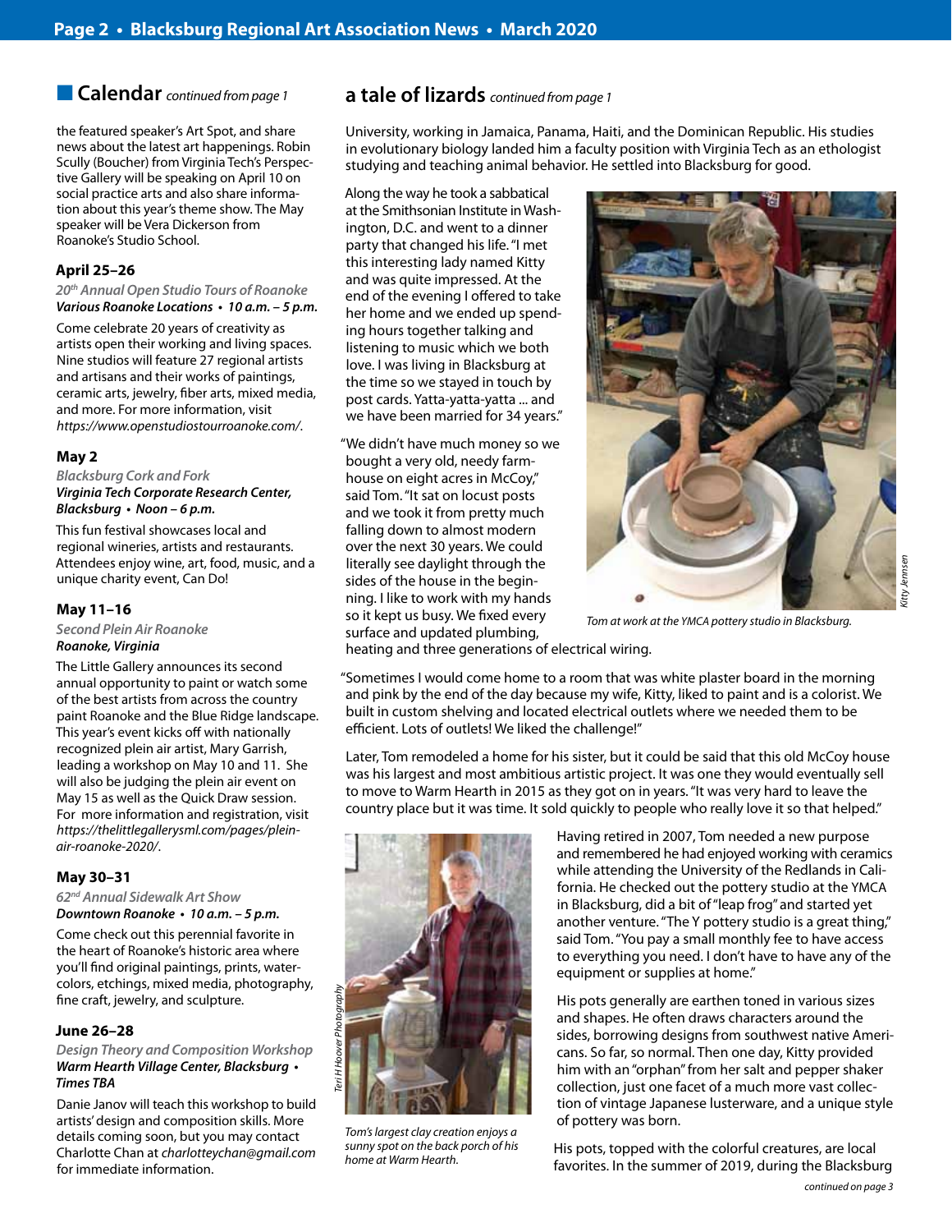## Calendar *continued from page 1*

the featured speaker's Art Spot, and share news about the latest art happenings. Robin Scully (Boucher) from Virginia Tech's Perspective Gallery will be speaking on April 10 on social practice arts and also share information about this year's theme show. The May speaker will be Vera Dickerson from Roanoke's Studio School.

### April 25–26

*20th Annual Open Studio Tours of Roanoke*
***Various Roanoke Locations • 10 a.m. – 5 p.m.***

Come celebrate 20 years of creativity as artists open their working and living spaces. Nine studios will feature 27 regional artists and artisans and their works of paintings, ceramic arts, jewelry, fiber arts, mixed media, and more. For more information, visit *https://www.openstudiostourroanoke.com/*.

### May 2

*Blacksburg Cork and Fork*
***Virginia Tech Corporate Research Center, Blacksburg • Noon – 6 p.m.***

This fun festival showcases local and regional wineries, artists and restaurants. Attendees enjoy wine, art, food, music, and a unique charity event, Can Do!

### May 11–16

*Second Plein Air Roanoke*
***Roanoke, Virginia***

The Little Gallery announces its second annual opportunity to paint or watch some of the best artists from across the country paint Roanoke and the Blue Ridge landscape. This year's event kicks off with nationally recognized plein air artist, Mary Garrish, leading a workshop on May 10 and 11. She will also be judging the plein air event on May 15 as well as the Quick Draw session. For more information and registration, visit *https://thelittlegalleryswml.com/pages/plein-air-roanoke-2020/*.

### May 30–31

*62nd Annual Sidewalk Art Show*
***Downtown Roanoke • 10 a.m. – 5 p.m.***

Come check out this perennial favorite in the heart of Roanoke's historic area where you'll find original paintings, prints, watercolors, etchings, mixed media, photography, fine craft, jewelry, and sculpture.

### June 26–28

*Design Theory and Composition Workshop*
***Warm Hearth Village Center, Blacksburg • Times TBA***

Danie Janov will teach this workshop to build artists' design and composition skills. More details coming soon, but you may contact Charlotte Chan at *charlotteychan@gmail.com* for immediate information.

## a tale of lizards *continued from page 1*

University, working in Jamaica, Panama, Haiti, and the Dominican Republic. His studies in evolutionary biology landed him a faculty position with Virginia Tech as an ethologist studying and teaching animal behavior. He settled into Blacksburg for good.

Along the way he took a sabbatical at the Smithsonian Institute in Washington, D.C. and went to a dinner party that changed his life. "I met this interesting lady named Kitty and was quite impressed. At the end of the evening I offered to take her home and we ended up spending hours together talking and listening to music which we both love. I was living in Blacksburg at the time so we stayed in touch by post cards. Yatta-yatta-yatta ... and we have been married for 34 years."

*Kitty Jennsen*

*Tom at work at the YMCA pottery studio in Blacksburg.*

"We didn't have much money so we bought a very old, needy farmhouse on eight acres in McCoy," said Tom. "It sat on locust posts and we took it from pretty much falling down to almost modern over the next 30 years. We could literally see daylight through the sides of the house in the beginning. I like to work with my hands so it kept us busy. We fixed every surface and updated plumbing, heating and three generations of electrical wiring.

"Sometimes I would come home to a room that was white plaster board in the morning and pink by the end of the day because my wife, Kitty, liked to paint and is a colorist. We built in custom shelving and located electrical outlets where we needed them to be efficient. Lots of outlets! We liked the challenge!"

Later, Tom remodeled a home for his sister, but it could be said that this old McCoy house was his largest and most ambitious artistic project. It was one they would eventually sell to move to Warm Hearth in 2015 as they got on in years. "It was very hard to leave the country place but it was time. It sold quickly to people who really love it so that helped."

*Teri H Hoover Photography*

*Tom's largest clay creation enjoys a sunny spot on the back porch of his home at Warm Hearth.*

Having retired in 2007, Tom needed a new purpose and remembered he had enjoyed working with ceramics while attending the University of the Redlands in California. He checked out the pottery studio at the YMCA in Blacksburg, did a bit of "leap frog" and started yet another venture. "The Y pottery studio is a great thing," said Tom. "You pay a small monthly fee to have access to everything you need. I don't have to have any of the equipment or supplies at home."

His pots generally are earthen toned in various sizes and shapes. He often draws characters around the sides, borrowing designs from southwest native Americans. So far, so normal. Then one day, Kitty provided him with an "orphan" from her salt and pepper shaker collection, just one facet of a much more vast collection of vintage Japanese lusterware, and a unique style of pottery was born.

His pots, topped with the colorful creatures, are local favorites. In the summer of 2019, during the Blacksburg

*continued on page 3*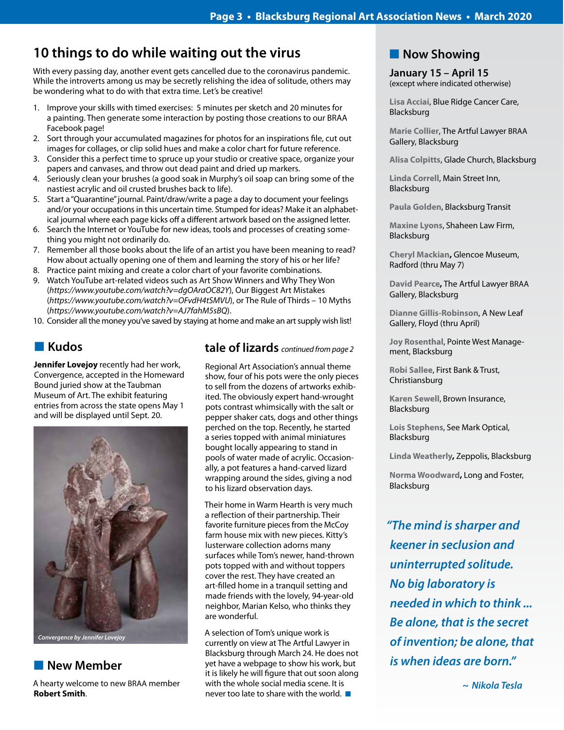## 10 things to do while waiting out the virus

With every passing day, another event gets cancelled due to the coronavirus pandemic. While the introverts among us may be secretly relishing the idea of solitude, others may be wondering what to do with that extra time. Let's be creative!

1. Improve your skills with timed exercises: 5 minutes per sketch and 20 minutes for a painting. Then generate some interaction by posting those creations to our BRAA Facebook page!
2. Sort through your accumulated magazines for photos for an inspirations file, cut out images for collages, or clip solid hues and make a color chart for future reference.
3. Consider this a perfect time to spruce up your studio or creative space, organize your papers and canvases, and throw out dead paint and dried up markers.
4. Seriously clean your brushes (a good soak in Murphy's oil soap can bring some of the nastiest acrylic and oil crusted brushes back to life).
5. Start a "Quarantine" journal. Paint/draw/write a page a day to document your feelings and/or your occupations in this uncertain time. Stumped for ideas? Make it an alphabetical journal where each page kicks off a different artwork based on the assigned letter.
6. Search the Internet or YouTube for new ideas, tools and processes of creating something you might not ordinarily do.
7. Remember all those books about the life of an artist you have been meaning to read? How about actually opening one of them and learning the story of his or her life?
8. Practice paint mixing and create a color chart of your favorite combinations.
9. Watch YouTube art-related videos such as Art Show Winners and Why They Won (*https://www.youtube.com/watch?v=dgOAraOC82Y*), Our Biggest Art Mistakes (*https://www.youtube.com/watch?v=OFvdH4tSMVU*), or The Rule of Thirds – 10 Myths (*https://www.youtube.com/watch?v=AJ7fahM5sBQ*).
10. Consider all the money you've saved by staying at home and make an art supply wish list!

## Kudos

**Jennifer Lovejoy** recently had her work, Convergence, accepted in the Homeward Bound juried show at the Taubman Museum of Art. The exhibit featuring entries from across the state opens May 1 and will be displayed until Sept. 20.

*Convergence by Jennifer Lovejoy*

## New Member

A hearty welcome to new BRAA member **Robert Smith**.

## tale of lizards *continued from page 2*

Regional Art Association's annual theme show, four of his pots were the only pieces to sell from the dozens of artworks exhibited. The obviously expert hand-wrought pots contrast whimsically with the salt or pepper shaker cats, dogs and other things perched on the top. Recently, he started a series topped with animal miniatures bought locally appearing to stand in pools of water made of acrylic. Occasionally, a pot features a hand-carved lizard wrapping around the sides, giving a nod to his lizard observation days.

Their home in Warm Hearth is very much a reflection of their partnership. Their favorite furniture pieces from the McCoy farm house mix with new pieces. Kitty's lusterware collection adorns many surfaces while Tom's newer, hand-thrown pots topped with and without toppers cover the rest. They have created an art-filled home in a tranquil setting and made friends with the lovely, 94-year-old neighbor, Marian Kelso, who thinks they are wonderful.

A selection of Tom's unique work is currently on view at The Artful Lawyer in Blacksburg through March 24. He does not yet have a webpage to show his work, but it is likely he will figure that out soon along with the whole social media scene. It is never too late to share with the world. ■

## Now Showing

**January 15 – April 15**
(except where indicated otherwise)

**Lisa Acciai**, Blue Ridge Cancer Care, Blacksburg

**Marie Collier**, The Artful Lawyer BRAA Gallery, Blacksburg

**Alisa Colpitts**, Glade Church, Blacksburg

**Linda Correll**, Main Street Inn, Blacksburg

**Paula Golden**, Blacksburg Transit

**Maxine Lyons**, Shaheen Law Firm, Blacksburg

**Cheryl Mackian**, Glencoe Museum, Radford (thru May 7)

**David Pearce**, The Artful Lawyer BRAA Gallery, Blacksburg

**Dianne Gillis-Robinson**, A New Leaf Gallery, Floyd (thru April)

**Joy Rosenthal**, Pointe West Management, Blacksburg

**Robi Sallee**, First Bank & Trust, Christiansburg

**Karen Sewell**, Brown Insurance, Blacksburg

**Lois Stephens**, See Mark Optical, Blacksburg

**Linda Weatherly**, Zeppolis, Blacksburg

**Norma Woodward**, Long and Foster, Blacksburg

> ***"The mind is sharper and keener in seclusion and uninterrupted solitude. No big laboratory is needed in which to think ... Be alone, that is the secret of invention; be alone, that is when ideas are born."***
>
> ***~ Nikola Tesla***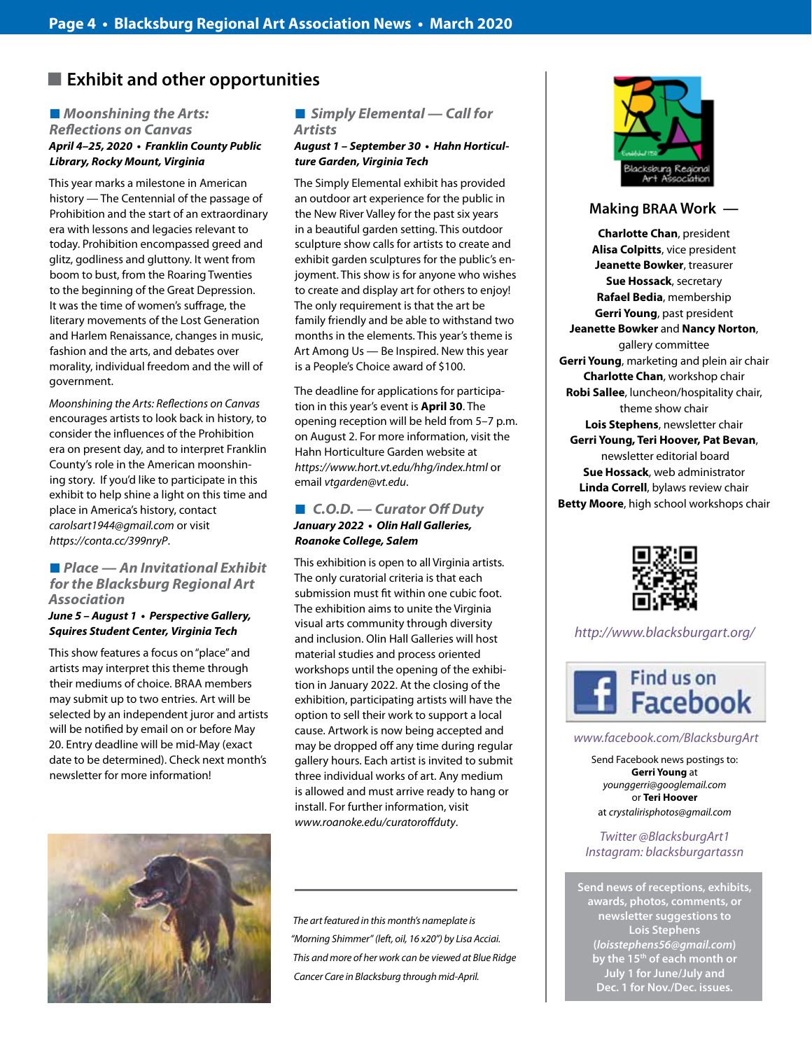## Exhibit and other opportunities

### *Moonshining the Arts: Reflections on Canvas*

***April 4–25, 2020 • Franklin County Public Library, Rocky Mount, Virginia***

This year marks a milestone in American history — The Centennial of the passage of Prohibition and the start of an extraordinary era with lessons and legacies relevant to today. Prohibition encompassed greed and glitz, godliness and gluttony. It went from boom to bust, from the Roaring Twenties to the beginning of the Great Depression. It was the time of women's suffrage, the literary movements of the Lost Generation and Harlem Renaissance, changes in music, fashion and the arts, and debates over morality, individual freedom and the will of government.

*Moonshining the Arts: Reflections on Canvas* encourages artists to look back in history, to consider the influences of the Prohibition era on present day, and to interpret Franklin County's role in the American moonshining story. If you'd like to participate in this exhibit to help shine a light on this time and place in America's history, contact *carolsart1944@gmail.com* or visit *https://conta.cc/399nryP*.

### *Place — An Invitational Exhibit for the Blacksburg Regional Art Association*

***June 5 – August 1 • Perspective Gallery, Squires Student Center, Virginia Tech***

This show features a focus on "place" and artists may interpret this theme through their mediums of choice. BRAA members may submit up to two entries. Art will be selected by an independent juror and artists will be notified by email on or before May 20. Entry deadline will be mid-May (exact date to be determined). Check next month's newsletter for more information!

### *Simply Elemental — Call for Artists*

***August 1 – September 30 • Hahn Horticulture Garden, Virginia Tech***

The Simply Elemental exhibit has provided an outdoor art experience for the public in the New River Valley for the past six years in a beautiful garden setting. This outdoor sculpture show calls for artists to create and exhibit garden sculptures for the public's enjoyment. This show is for anyone who wishes to create and display art for others to enjoy! The only requirement is that the art be family friendly and be able to withstand two months in the elements. This year's theme is Art Among Us — Be Inspired. New this year is a People's Choice award of $100.

The deadline for applications for participation in this year's event is **April 30**. The opening reception will be held from 5–7 p.m. on August 2. For more information, visit the Hahn Horticulture Garden website at *https://www.hort.vt.edu/hhg/index.html* or email *vtgarden@vt.edu*.

### *C.O.D. — Curator Off Duty*

***January 2022 • Olin Hall Galleries, Roanoke College, Salem***

This exhibition is open to all Virginia artists. The only curatorial criteria is that each submission must fit within one cubic foot. The exhibition aims to unite the Virginia visual arts community through diversity and inclusion. Olin Hall Galleries will host material studies and process oriented workshops until the opening of the exhibition in January 2022. At the closing of the exhibition, participating artists will have the option to sell their work to support a local cause. Artwork is now being accepted and may be dropped off any time during regular gallery hours. Each artist is invited to submit three individual works of art. Any medium is allowed and must arrive ready to hang or install. For further information, visit *www.roanoke.edu/curatoroffduty*.

*The art featured in this month's nameplate is "Morning Shimmer" (left, oil, 16 x20") by Lisa Acciai. This and more of her work can be viewed at Blue Ridge Cancer Care in Blacksburg through mid-April.*

---

### Making BRAA Work —

**Charlotte Chan**, president
**Alisa Colpitts**, vice president
**Jeanette Bowker**, treasurer
**Sue Hossack**, secretary
**Rafael Bedia**, membership
**Gerri Young**, past president
**Jeanette Bowker** and **Nancy Norton**, gallery committee
**Gerri Young**, marketing and plein air chair
**Charlotte Chan**, workshop chair
**Robi Sallee**, luncheon/hospitality chair, theme show chair
**Lois Stephens**, newsletter chair
**Gerri Young, Teri Hoover, Pat Bevan**, newsletter editorial board
**Sue Hossack**, web administrator
**Linda Correll**, bylaws review chair
**Betty Moore**, high school workshops chair

*http://www.blacksburgart.org/*

Find us on Facebook

*www.facebook.com/BlacksburgArt*

Send Facebook news postings to: **Gerri Young** at *younggerri@googlemail.com* or **Teri Hoover** at *crystalirisphotos@gmail.com*

*Twitter @BlacksburgArt1*
*Instagram: blacksburgartassn*

**Send news of receptions, exhibits, awards, photos, comments, or newsletter suggestions to Lois Stephens (*loisstephens56@gmail.com*) by the 15th of each month or July 1 for June/July and Dec. 1 for Nov./Dec. issues.**